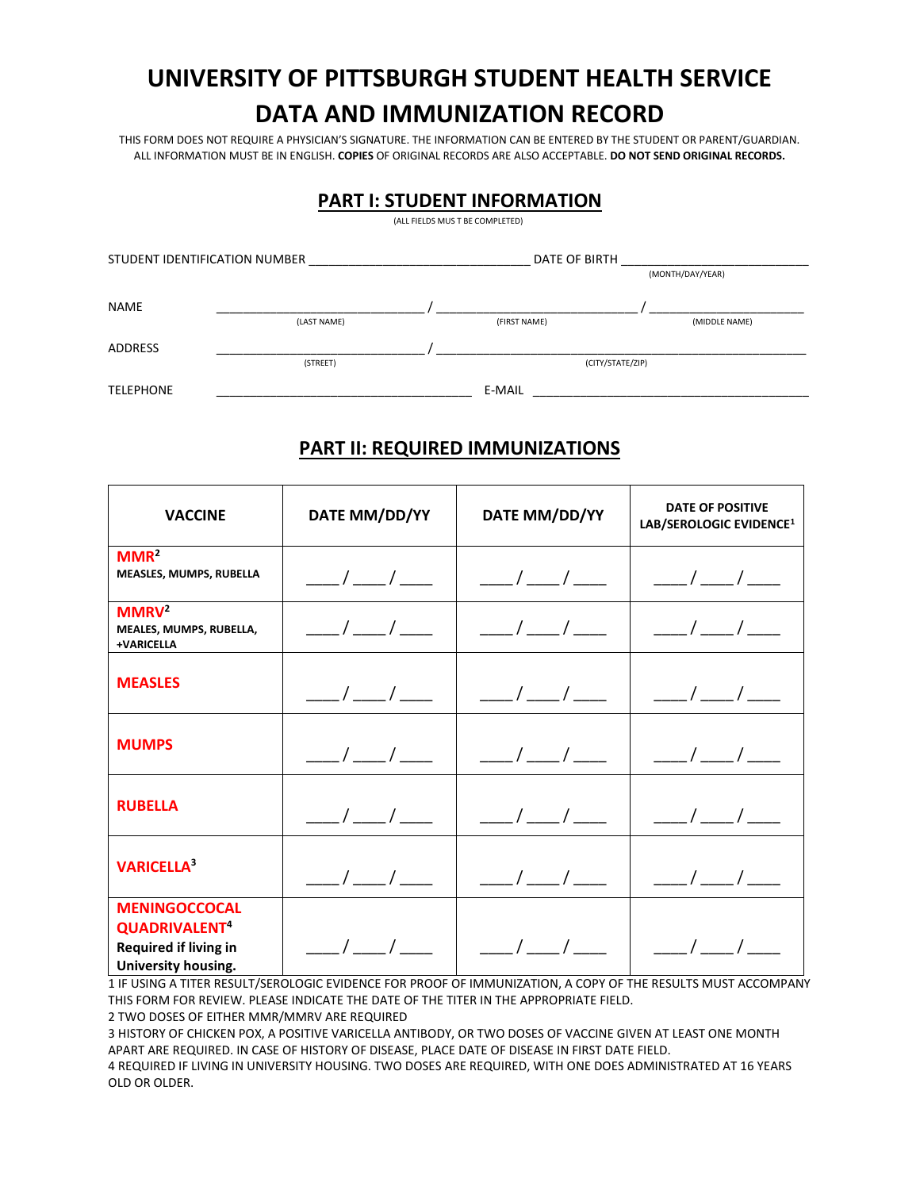# UNIVERSITY OF PITTSBURGH STUDENT HEALTH SERVICE DATA AND IMMUNIZATION RECORD

THIS FORM DOES NOT REQUIRE A PHYSICIAN'S SIGNATURE. THE INFORMATION CAN BE ENTERED BY THE STUDENT OR PARENT/GUARDIAN. ALL INFORMATION MUST BE IN ENGLISH. **COPIES** OF ORIGINAL RECORDS ARE ALSO ACCEPTABLE. **DO NOT SEND ORIGINAL RECORDS.**

## PART I: STUDENT INFORMATION

(ALL FIELDS MUS T BE COMPLETED)

STUDENT IDENTIFICATION NUMBER ________________________________ DATE OF BIRTH ___________________________
(MONTH/DAY/YEAR)

NAME ______________________________ / ____________________________ / ______________________
(LAST NAME) (FIRST NAME) (MIDDLE NAME)

ADDRESS ______________________________ / _____________________________________________________
(STREET) (CITY/STATE/ZIP)

TELEPHONE _____________________________________ E-MAIL ________________________________________

## PART II: REQUIRED IMMUNIZATIONS

| VACCINE | DATE MM/DD/YY | DATE MM/DD/YY | DATE OF POSITIVE LAB/SEROLOGIC EVIDENCE[1] |
|---|---|---|---|
| **MMR[2]** MEASLES, MUMPS, RUBELLA | ____/____/____ | ____/____/____ | ____/____/____ |
| **MMRV[2]** MEALES, MUMPS, RUBELLA, +VARICELLA | ____/____/____ | ____/____/____ | ____/____/____ |
| **MEASLES** | ____/____/____ | ____/____/____ | ____/____/____ |
| **MUMPS** | ____/____/____ | ____/____/____ | ____/____/____ |
| **RUBELLA** | ____/____/____ | ____/____/____ | ____/____/____ |
| **VARICELLA[3]** | ____/____/____ | ____/____/____ | ____/____/____ |
| **MENINGOCCOCAL QUADRIVALENT[4]** Required if living in University housing. | ____/____/____ | ____/____/____ | ____/____/____ |

1 IF USING A TITER RESULT/SEROLOGIC EVIDENCE FOR PROOF OF IMMUNIZATION, A COPY OF THE RESULTS MUST ACCOMPANY THIS FORM FOR REVIEW. PLEASE INDICATE THE DATE OF THE TITER IN THE APPROPRIATE FIELD.

2 TWO DOSES OF EITHER MMR/MMRV ARE REQUIRED

3 HISTORY OF CHICKEN POX, A POSITIVE VARICELLA ANTIBODY, OR TWO DOSES OF VACCINE GIVEN AT LEAST ONE MONTH APART ARE REQUIRED. IN CASE OF HISTORY OF DISEASE, PLACE DATE OF DISEASE IN FIRST DATE FIELD.

4 REQUIRED IF LIVING IN UNIVERSITY HOUSING. TWO DOSES ARE REQUIRED, WITH ONE DOES ADMINISTRATED AT 16 YEARS OLD OR OLDER.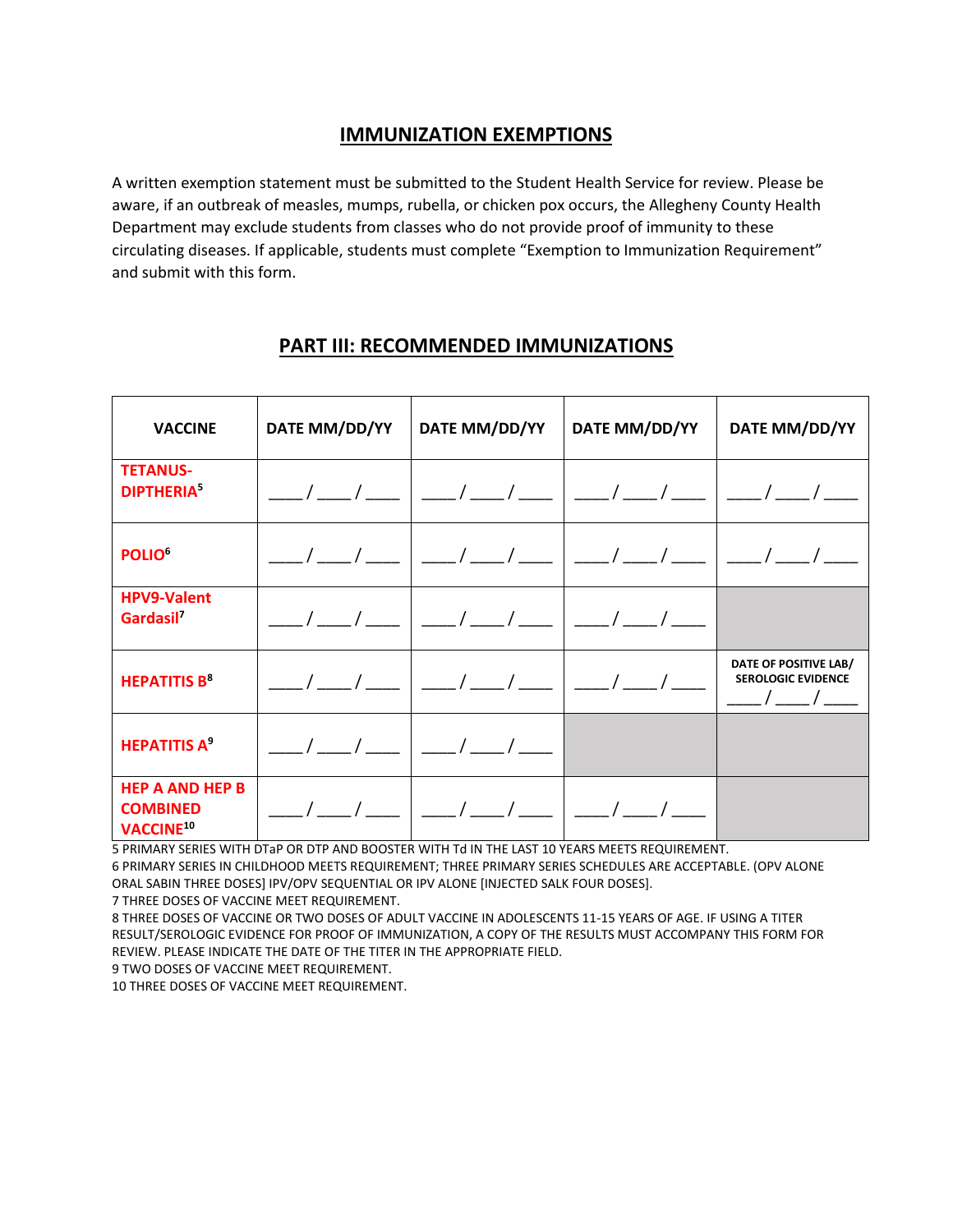## IMMUNIZATION EXEMPTIONS

A written exemption statement must be submitted to the Student Health Service for review. Please be aware, if an outbreak of measles, mumps, rubella, or chicken pox occurs, the Allegheny County Health Department may exclude students from classes who do not provide proof of immunity to these circulating diseases. If applicable, students must complete "Exemption to Immunization Requirement" and submit with this form.

## PART III: RECOMMENDED IMMUNIZATIONS

| VACCINE | DATE MM/DD/YY | DATE MM/DD/YY | DATE MM/DD/YY | DATE MM/DD/YY |
|---|---|---|---|---|
| **TETANUS-DIPTHERIA**[5] | ____/____/____ | ____/____/____ | ____/____/____ | ____/____/____ |
| **POLIO**[6] | ____/____/____ | ____/____/____ | ____/____/____ | ____/____/____ |
| **HPV9-Valent Gardasil**[7] | ____/____/____ | ____/____/____ | ____/____/____ | |
| **HEPATITIS B**[8] | ____/____/____ | ____/____/____ | ____/____/____ | DATE OF POSITIVE LAB/ SEROLOGIC EVIDENCE ____/____/____ |
| **HEPATITIS A**[9] | ____/____/____ | ____/____/____ | | |
| **HEP A AND HEP B COMBINED VACCINE**[10] | ____/____/____ | ____/____/____ | ____/____/____ | |

5 PRIMARY SERIES WITH DTaP OR DTP AND BOOSTER WITH Td IN THE LAST 10 YEARS MEETS REQUIREMENT.
6 PRIMARY SERIES IN CHILDHOOD MEETS REQUIREMENT; THREE PRIMARY SERIES SCHEDULES ARE ACCEPTABLE. (OPV ALONE ORAL SABIN THREE DOSES] IPV/OPV SEQUENTIAL OR IPV ALONE [INJECTED SALK FOUR DOSES].
7 THREE DOSES OF VACCINE MEET REQUIREMENT.
8 THREE DOSES OF VACCINE OR TWO DOSES OF ADULT VACCINE IN ADOLESCENTS 11-15 YEARS OF AGE. IF USING A TITER RESULT/SEROLOGIC EVIDENCE FOR PROOF OF IMMUNIZATION, A COPY OF THE RESULTS MUST ACCOMPANY THIS FORM FOR REVIEW. PLEASE INDICATE THE DATE OF THE TITER IN THE APPROPRIATE FIELD.
9 TWO DOSES OF VACCINE MEET REQUIREMENT.
10 THREE DOSES OF VACCINE MEET REQUIREMENT.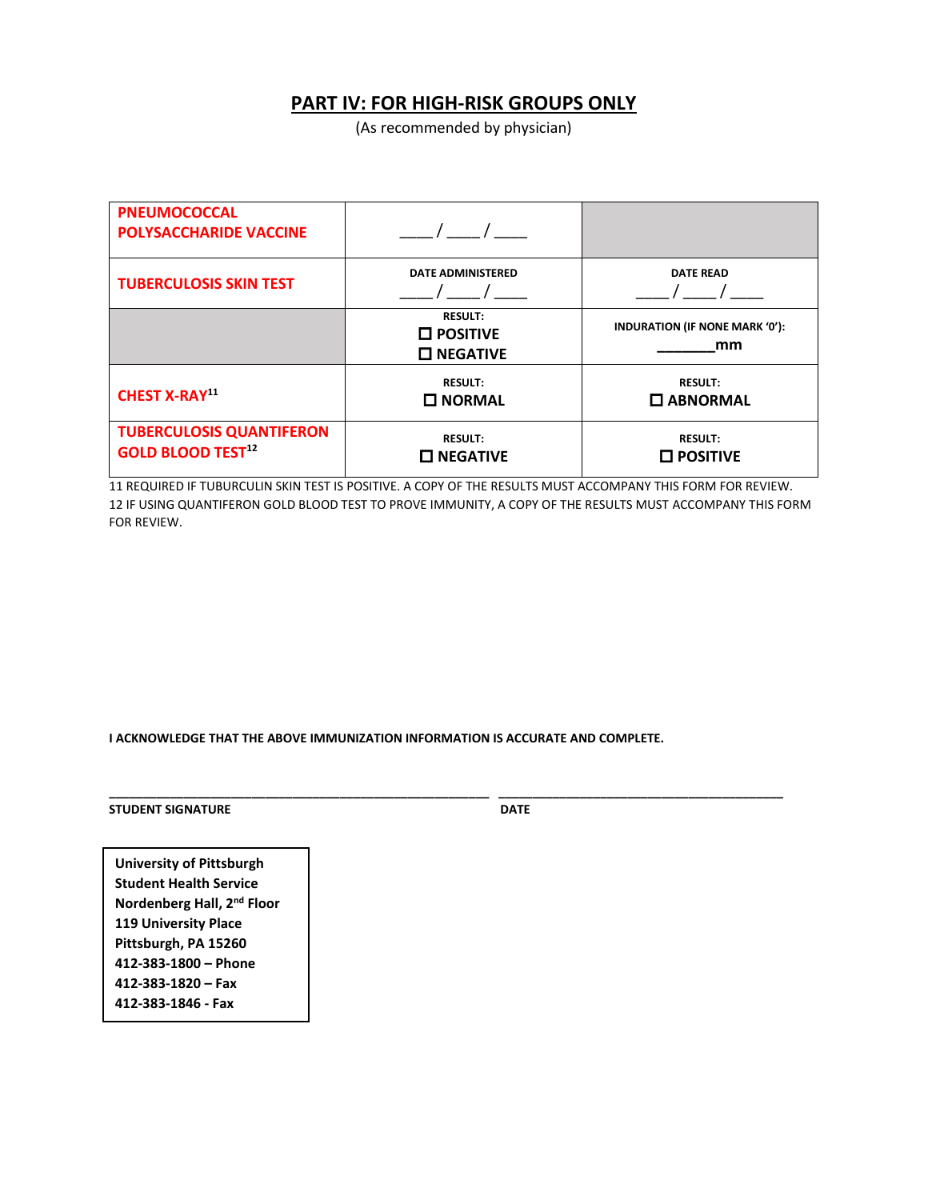## PART IV: FOR HIGH-RISK GROUPS ONLY

(As recommended by physician)

| | | |
|---|---|---|
| PNEUMOCOCCAL POLYSACCHARIDE VACCINE | ____ / ____ / ____ | |
| TUBERCULOSIS SKIN TEST | DATE ADMINISTERED ____ / ____ / ____ | DATE READ ____ / ____ / ____ |
| | RESULT: ☐ POSITIVE ☐ NEGATIVE | INDURATION (IF NONE MARK '0'): _______mm |
| CHEST X-RAY[11] | RESULT: ☐ NORMAL | RESULT: ☐ ABNORMAL |
| TUBERCULOSIS QUANTIFERON GOLD BLOOD TEST[12] | RESULT: ☐ NEGATIVE | RESULT: ☐ POSITIVE |

11 REQUIRED IF TUBURCULIN SKIN TEST IS POSITIVE. A COPY OF THE RESULTS MUST ACCOMPANY THIS FORM FOR REVIEW.
12 IF USING QUANTIFERON GOLD BLOOD TEST TO PROVE IMMUNITY, A COPY OF THE RESULTS MUST ACCOMPANY THIS FORM FOR REVIEW.

**I ACKNOWLEDGE THAT THE ABOVE IMMUNIZATION INFORMATION IS ACCURATE AND COMPLETE.**

_______________________________________________ _______________________________________

**STUDENT SIGNATURE** **DATE**

**University of Pittsburgh**
**Student Health Service**
**Nordenberg Hall, 2nd Floor**
**119 University Place**
**Pittsburgh, PA 15260**
**412-383-1800 – Phone**
**412-383-1820 – Fax**
**412-383-1846 - Fax**